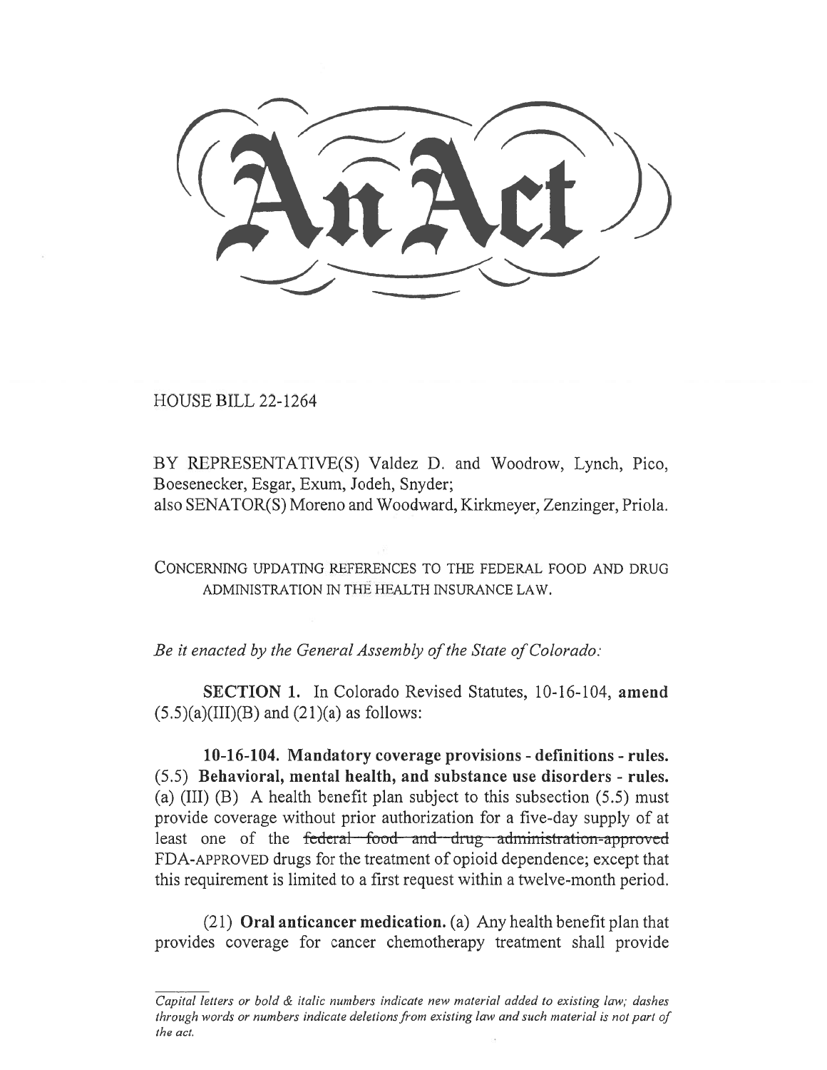# An Act

HOUSE BILL 22-1264

BY REPRESENTATIVE(S) Valdez D. and Woodrow, Lynch, Pico, Boesenecker, Esgar, Exum, Jodeh, Snyder;
also SENATOR(S) Moreno and Woodward, Kirkmeyer, Zenzinger, Priola.

CONCERNING UPDATING REFERENCES TO THE FEDERAL FOOD AND DRUG ADMINISTRATION IN THE HEALTH INSURANCE LAW.

*Be it enacted by the General Assembly of the State of Colorado:*

**SECTION 1.** In Colorado Revised Statutes, 10-16-104, **amend** (5.5)(a)(III)(B) and (21)(a) as follows:

**10-16-104. Mandatory coverage provisions - definitions - rules.** (5.5) **Behavioral, mental health, and substance use disorders - rules.** (a) (III) (B) A health benefit plan subject to this subsection (5.5) must provide coverage without prior authorization for a five-day supply of at least one of the ~~federal food and drug administration-approved~~ FDA-APPROVED drugs for the treatment of opioid dependence; except that this requirement is limited to a first request within a twelve-month period.

(21) **Oral anticancer medication.** (a) Any health benefit plan that provides coverage for cancer chemotherapy treatment shall provide

*Capital letters or bold & italic numbers indicate new material added to existing law; dashes through words or numbers indicate deletions from existing law and such material is not part of the act.*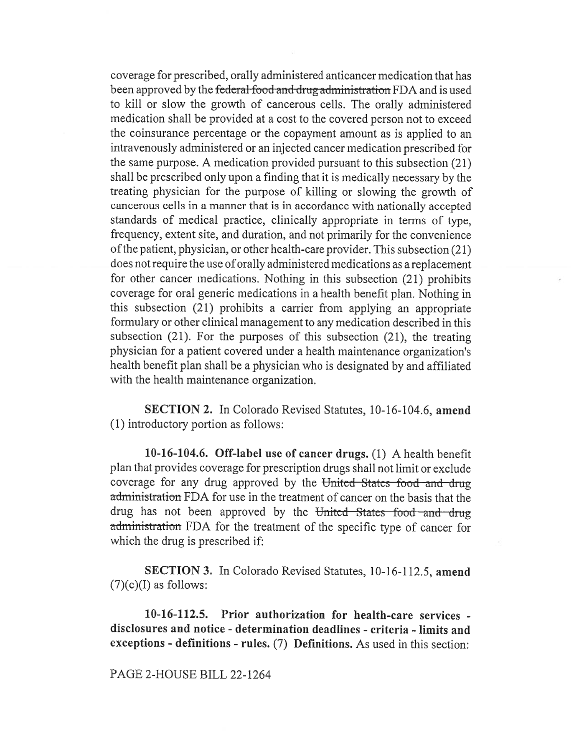coverage for prescribed, orally administered anticancer medication that has been approved by the ~~federal food and drug administration~~ FDA and is used to kill or slow the growth of cancerous cells. The orally administered medication shall be provided at a cost to the covered person not to exceed the coinsurance percentage or the copayment amount as is applied to an intravenously administered or an injected cancer medication prescribed for the same purpose. A medication provided pursuant to this subsection (21) shall be prescribed only upon a finding that it is medically necessary by the treating physician for the purpose of killing or slowing the growth of cancerous cells in a manner that is in accordance with nationally accepted standards of medical practice, clinically appropriate in terms of type, frequency, extent site, and duration, and not primarily for the convenience of the patient, physician, or other health-care provider. This subsection (21) does not require the use of orally administered medications as a replacement for other cancer medications. Nothing in this subsection (21) prohibits coverage for oral generic medications in a health benefit plan. Nothing in this subsection (21) prohibits a carrier from applying an appropriate formulary or other clinical management to any medication described in this subsection (21). For the purposes of this subsection (21), the treating physician for a patient covered under a health maintenance organization's health benefit plan shall be a physician who is designated by and affiliated with the health maintenance organization.

**SECTION 2.** In Colorado Revised Statutes, 10-16-104.6, **amend** (1) introductory portion as follows:

**10-16-104.6. Off-label use of cancer drugs.** (1) A health benefit plan that provides coverage for prescription drugs shall not limit or exclude coverage for any drug approved by the ~~United States food and drug administration~~ FDA for use in the treatment of cancer on the basis that the drug has not been approved by the ~~United States food and drug administration~~ FDA for the treatment of the specific type of cancer for which the drug is prescribed if:

**SECTION 3.** In Colorado Revised Statutes, 10-16-112.5, **amend** (7)(c)(I) as follows:

**10-16-112.5. Prior authorization for health-care services - disclosures and notice - determination deadlines - criteria - limits and exceptions - definitions - rules.** (7) **Definitions.** As used in this section: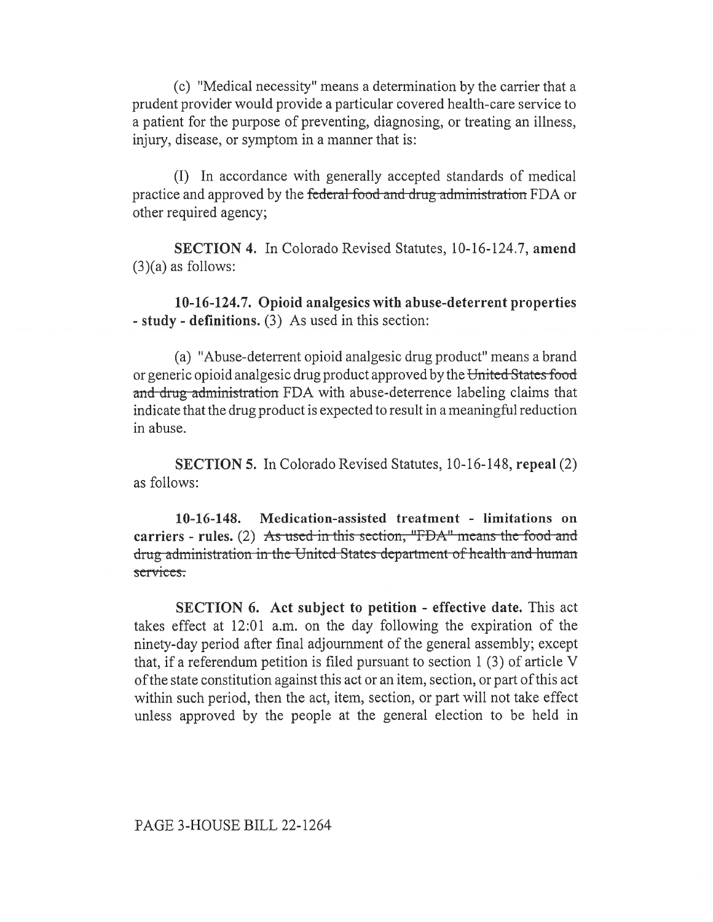(c) "Medical necessity" means a determination by the carrier that a prudent provider would provide a particular covered health-care service to a patient for the purpose of preventing, diagnosing, or treating an illness, injury, disease, or symptom in a manner that is:

(I) In accordance with generally accepted standards of medical practice and approved by the ~~federal food and drug administration~~ FDA or other required agency;

**SECTION 4.** In Colorado Revised Statutes, 10-16-124.7, **amend** (3)(a) as follows:

**10-16-124.7. Opioid analgesics with abuse-deterrent properties - study - definitions.** (3) As used in this section:

(a) "Abuse-deterrent opioid analgesic drug product" means a brand or generic opioid analgesic drug product approved by the ~~United States food and drug administration~~ FDA with abuse-deterrence labeling claims that indicate that the drug product is expected to result in a meaningful reduction in abuse.

**SECTION 5.** In Colorado Revised Statutes, 10-16-148, **repeal** (2) as follows:

**10-16-148. Medication-assisted treatment - limitations on carriers - rules.** (2) ~~As used in this section, "FDA" means the food and drug administration in the United States department of health and human services.~~

**SECTION 6. Act subject to petition - effective date.** This act takes effect at 12:01 a.m. on the day following the expiration of the ninety-day period after final adjournment of the general assembly; except that, if a referendum petition is filed pursuant to section 1 (3) of article V of the state constitution against this act or an item, section, or part of this act within such period, then the act, item, section, or part will not take effect unless approved by the people at the general election to be held in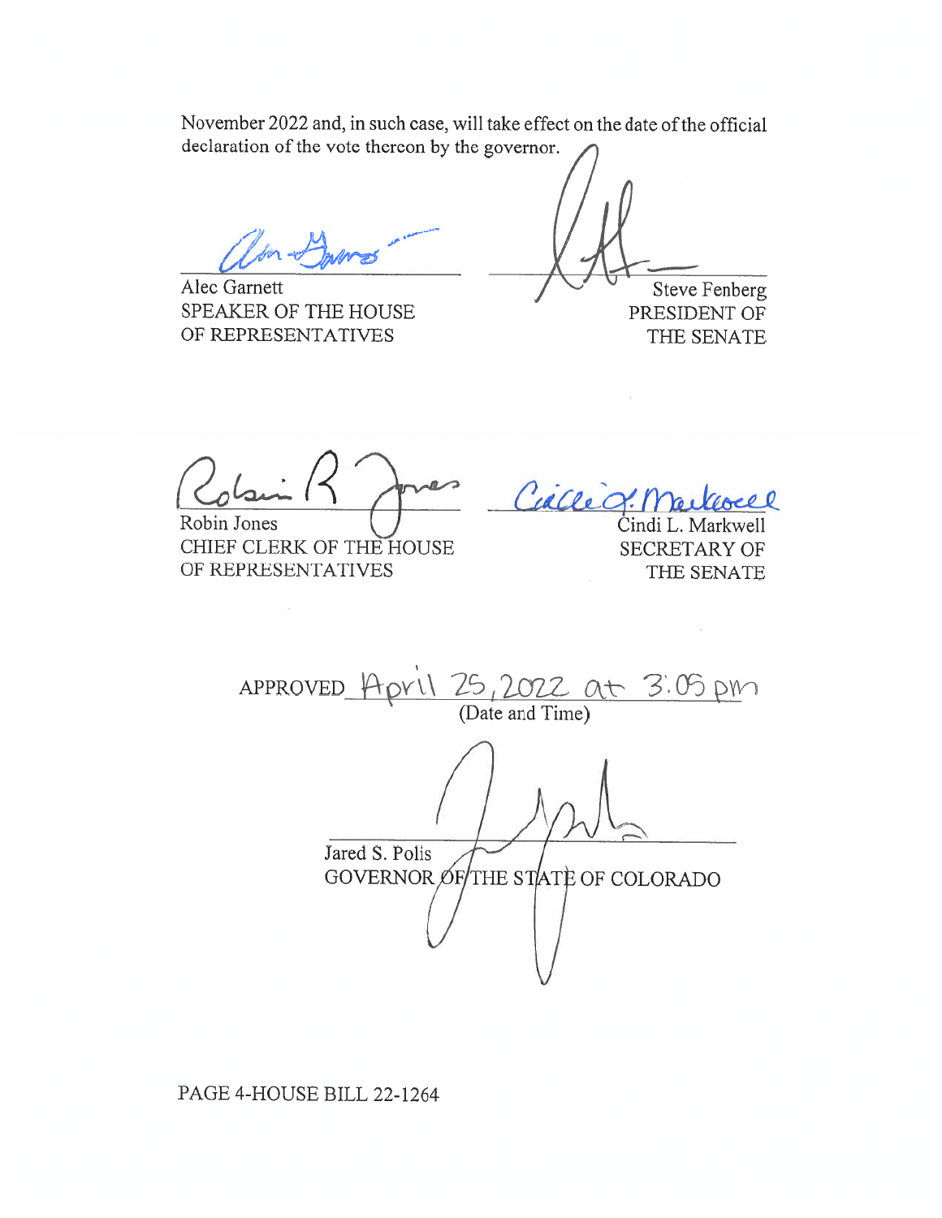November 2022 and, in such case, will take effect on the date of the official declaration of the vote thereon by the governor.

Alec Garnett
SPEAKER OF THE HOUSE
OF REPRESENTATIVES

Steve Fenberg
PRESIDENT OF
THE SENATE

Robin Jones
CHIEF CLERK OF THE HOUSE
OF REPRESENTATIVES

Cindi L. Markwell
SECRETARY OF
THE SENATE

APPROVED April 25, 2022 at 3:05 pm
(Date and Time)

Jared S. Polis
GOVERNOR OF THE STATE OF COLORADO

PAGE 4-HOUSE BILL 22-1264